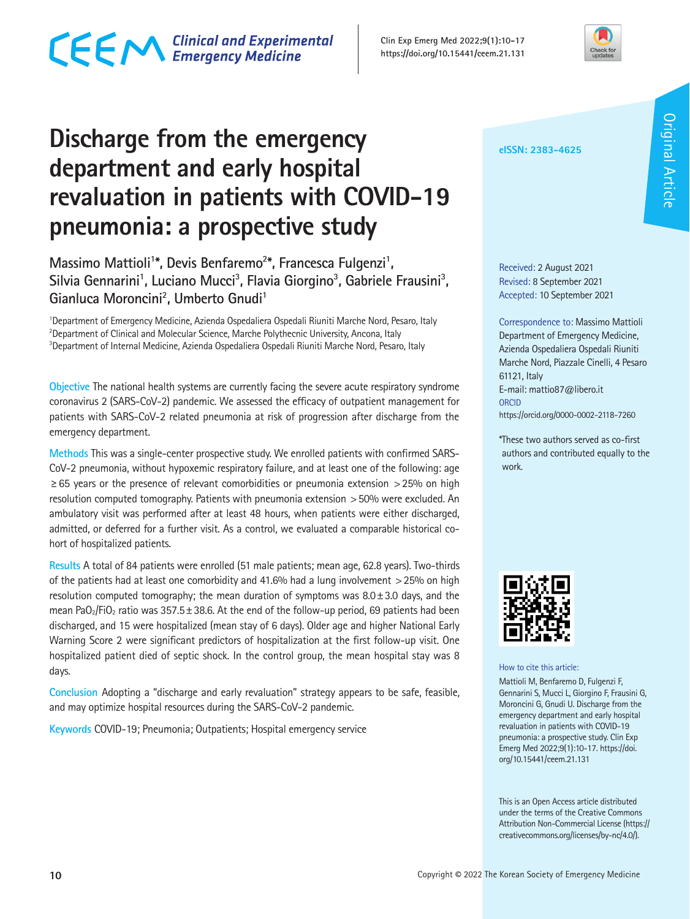Original Article

# Discharge from the emergency department and early hospital revaluation in patients with COVID-19 pneumonia: a prospective study

Massimo Mattioli[1]*, Devis Benfaremo[2]*, Francesca Fulgenzi[1], Silvia Gennarini[1], Luciano Mucci[3], Flavia Giorgino[3], Gabriele Frausini[3], Gianluca Moroncini[2], Umberto Gnudi[1]

[1]Department of Emergency Medicine, Azienda Ospedaliera Ospedali Riuniti Marche Nord, Pesaro, Italy
[2]Department of Clinical and Molecular Science, Marche Polythecnic University, Ancona, Italy
[3]Department of Internal Medicine, Azienda Ospedaliera Ospedali Riuniti Marche Nord, Pesaro, Italy

eISSN: 2383-4625

Received: 2 August 2021
Revised: 8 September 2021
Accepted: 10 September 2021

Correspondence to: Massimo Mattioli
Department of Emergency Medicine, Azienda Ospedaliera Ospedali Riuniti Marche Nord, Piazzale Cinelli, 4 Pesaro 61121, Italy
E-mail: mattio87@libero.it
ORCID
https://orcid.org/0000-0002-2118-7260

*These two authors served as co-first authors and contributed equally to the work.

**Objective** The national health systems are currently facing the severe acute respiratory syndrome coronavirus 2 (SARS-CoV-2) pandemic. We assessed the efficacy of outpatient management for patients with SARS-CoV-2 related pneumonia at risk of progression after discharge from the emergency department.

**Methods** This was a single-center prospective study. We enrolled patients with confirmed SARS-CoV-2 pneumonia, without hypoxemic respiratory failure, and at least one of the following: age ≥65 years or the presence of relevant comorbidities or pneumonia extension >25% on high resolution computed tomography. Patients with pneumonia extension >50% were excluded. An ambulatory visit was performed after at least 48 hours, when patients were either discharged, admitted, or deferred for a further visit. As a control, we evaluated a comparable historical cohort of hospitalized patients.

**Results** A total of 84 patients were enrolled (51 male patients; mean age, 62.8 years). Two-thirds of the patients had at least one comorbidity and 41.6% had a lung involvement >25% on high resolution computed tomography; the mean duration of symptoms was 8.0±3.0 days, and the mean $PaO_2/FiO_2$ ratio was 357.5±38.6. At the end of the follow-up period, 69 patients had been discharged, and 15 were hospitalized (mean stay of 6 days). Older age and higher National Early Warning Score 2 were significant predictors of hospitalization at the first follow-up visit. One hospitalized patient died of septic shock. In the control group, the mean hospital stay was 8 days.

**Conclusion** Adopting a "discharge and early revaluation" strategy appears to be safe, feasible, and may optimize hospital resources during the SARS-CoV-2 pandemic.

**Keywords** COVID-19; Pneumonia; Outpatients; Hospital emergency service

How to cite this article:
Mattioli M, Benfaremo D, Fulgenzi F, Gennarini S, Mucci L, Giorgino F, Frausini G, Moroncini G, Gnudi U. Discharge from the emergency department and early hospital revaluation in patients with COVID-19 pneumonia: a prospective study. Clin Exp Emerg Med 2022;9(1):10–17. https://doi.org/10.15441/ceem.21.131

This is an Open Access article distributed under the terms of the Creative Commons Attribution Non-Commercial License (https://creativecommons.org/licenses/by-nc/4.0/).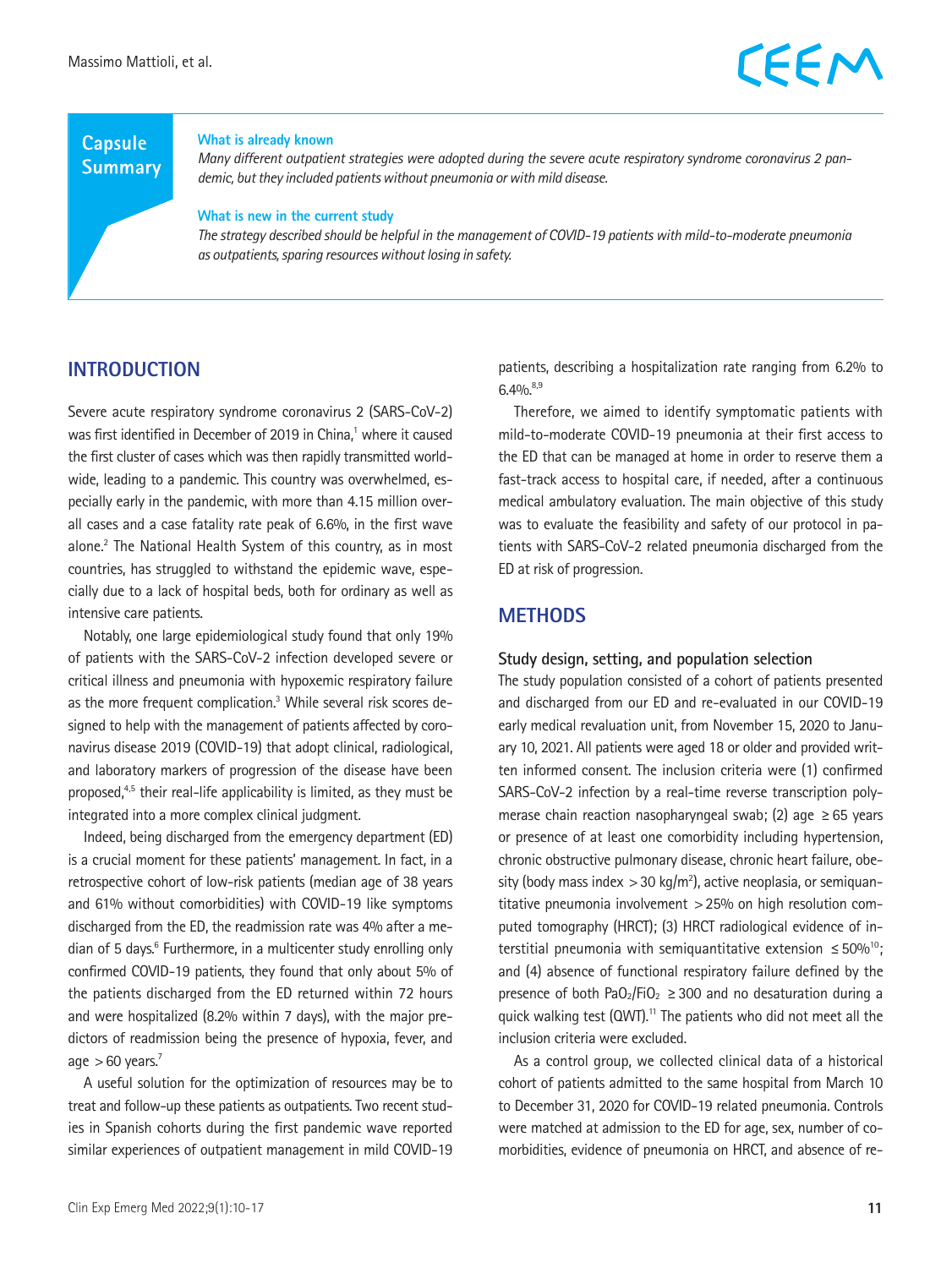## Capsule Summary

**What is already known**

*Many different outpatient strategies were adopted during the severe acute respiratory syndrome coronavirus 2 pandemic, but they included patients without pneumonia or with mild disease.*

**What is new in the current study**

*The strategy described should be helpful in the management of COVID-19 patients with mild-to-moderate pneumonia as outpatients, sparing resources without losing in safety.*

## INTRODUCTION

Severe acute respiratory syndrome coronavirus 2 (SARS-CoV-2) was first identified in December of 2019 in China,[1] where it caused the first cluster of cases which was then rapidly transmitted worldwide, leading to a pandemic. This country was overwhelmed, especially early in the pandemic, with more than 4.15 million overall cases and a case fatality rate peak of 6.6%, in the first wave alone.[2] The National Health System of this country, as in most countries, has struggled to withstand the epidemic wave, especially due to a lack of hospital beds, both for ordinary as well as intensive care patients.

Notably, one large epidemiological study found that only 19% of patients with the SARS-CoV-2 infection developed severe or critical illness and pneumonia with hypoxemic respiratory failure as the more frequent complication.[3] While several risk scores designed to help with the management of patients affected by coronavirus disease 2019 (COVID-19) that adopt clinical, radiological, and laboratory markers of progression of the disease have been proposed,[4,5] their real-life applicability is limited, as they must be integrated into a more complex clinical judgment.

Indeed, being discharged from the emergency department (ED) is a crucial moment for these patients' management. In fact, in a retrospective cohort of low-risk patients (median age of 38 years and 61% without comorbidities) with COVID-19 like symptoms discharged from the ED, the readmission rate was 4% after a median of 5 days.[6] Furthermore, in a multicenter study enrolling only confirmed COVID-19 patients, they found that only about 5% of the patients discharged from the ED returned within 72 hours and were hospitalized (8.2% within 7 days), with the major predictors of readmission being the presence of hypoxia, fever, and age >60 years.[7]

A useful solution for the optimization of resources may be to treat and follow-up these patients as outpatients. Two recent studies in Spanish cohorts during the first pandemic wave reported similar experiences of outpatient management in mild COVID-19 patients, describing a hospitalization rate ranging from 6.2% to 6.4%.[8,9]

Therefore, we aimed to identify symptomatic patients with mild-to-moderate COVID-19 pneumonia at their first access to the ED that can be managed at home in order to reserve them a fast-track access to hospital care, if needed, after a continuous medical ambulatory evaluation. The main objective of this study was to evaluate the feasibility and safety of our protocol in patients with SARS-CoV-2 related pneumonia discharged from the ED at risk of progression.

## METHODS

### Study design, setting, and population selection

The study population consisted of a cohort of patients presented and discharged from our ED and re-evaluated in our COVID-19 early medical revaluation unit, from November 15, 2020 to January 10, 2021. All patients were aged 18 or older and provided written informed consent. The inclusion criteria were (1) confirmed SARS-CoV-2 infection by a real-time reverse transcription polymerase chain reaction nasopharyngeal swab; (2) age ≥65 years or presence of at least one comorbidity including hypertension, chronic obstructive pulmonary disease, chronic heart failure, obesity (body mass index >30 kg/$m^2$), active neoplasia, or semiquantitative pneumonia involvement >25% on high resolution computed tomography (HRCT); (3) HRCT radiological evidence of interstitial pneumonia with semiquantitative extension ≤50%[10]; and (4) absence of functional respiratory failure defined by the presence of both $PaO_2/FiO_2$ ≥300 and no desaturation during a quick walking test (QWT).[11] The patients who did not meet all the inclusion criteria were excluded.

As a control group, we collected clinical data of a historical cohort of patients admitted to the same hospital from March 10 to December 31, 2020 for COVID-19 related pneumonia. Controls were matched at admission to the ED for age, sex, number of comorbidities, evidence of pneumonia on HRCT, and absence of re-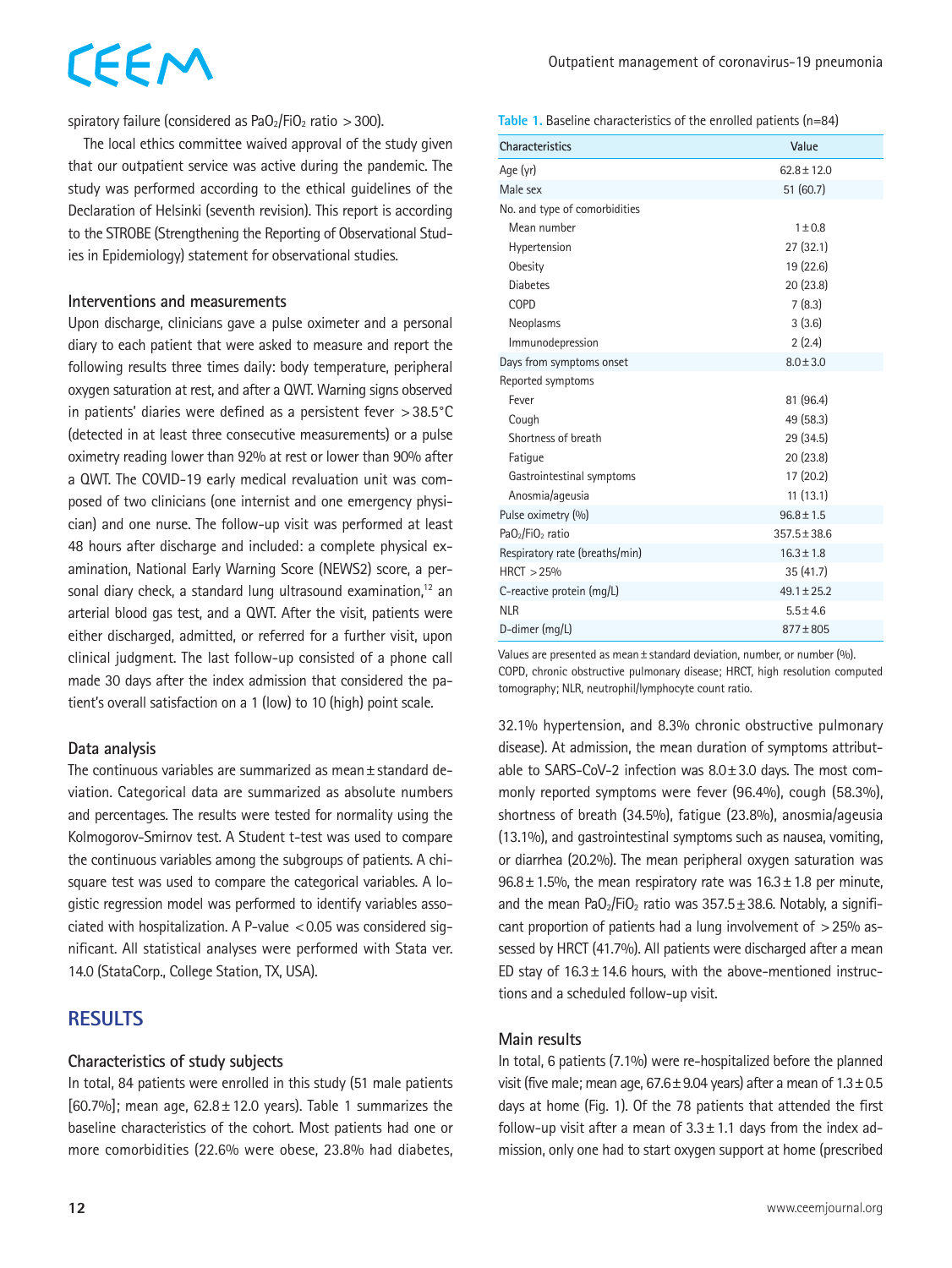spiratory failure (considered as $PaO_2/FiO_2$ ratio >300).

The local ethics committee waived approval of the study given that our outpatient service was active during the pandemic. The study was performed according to the ethical guidelines of the Declaration of Helsinki (seventh revision). This report is according to the STROBE (Strengthening the Reporting of Observational Studies in Epidemiology) statement for observational studies.

### Interventions and measurements

Upon discharge, clinicians gave a pulse oximeter and a personal diary to each patient that were asked to measure and report the following results three times daily: body temperature, peripheral oxygen saturation at rest, and after a QWT. Warning signs observed in patients' diaries were defined as a persistent fever >38.5°C (detected in at least three consecutive measurements) or a pulse oximetry reading lower than 92% at rest or lower than 90% after a QWT. The COVID-19 early medical revaluation unit was composed of two clinicians (one internist and one emergency physician) and one nurse. The follow-up visit was performed at least 48 hours after discharge and included: a complete physical examination, National Early Warning Score (NEWS2) score, a personal diary check, a standard lung ultrasound examination,[12] an arterial blood gas test, and a QWT. After the visit, patients were either discharged, admitted, or referred for a further visit, upon clinical judgment. The last follow-up consisted of a phone call made 30 days after the index admission that considered the patient's overall satisfaction on a 1 (low) to 10 (high) point scale.

### Data analysis

The continuous variables are summarized as mean±standard deviation. Categorical data are summarized as absolute numbers and percentages. The results were tested for normality using the Kolmogorov-Smirnov test. A Student t-test was used to compare the continuous variables among the subgroups of patients. A chi-square test was used to compare the categorical variables. A logistic regression model was performed to identify variables associated with hospitalization. A P-value <0.05 was considered significant. All statistical analyses were performed with Stata ver. 14.0 (StataCorp., College Station, TX, USA).

## RESULTS

### Characteristics of study subjects

In total, 84 patients were enrolled in this study (51 male patients [60.7%]; mean age, 62.8±12.0 years). Table 1 summarizes the baseline characteristics of the cohort. Most patients had one or more comorbidities (22.6% were obese, 23.8% had diabetes, 32.1% hypertension, and 8.3% chronic obstructive pulmonary disease). At admission, the mean duration of symptoms attributable to SARS-CoV-2 infection was 8.0±3.0 days. The most commonly reported symptoms were fever (96.4%), cough (58.3%), shortness of breath (34.5%), fatigue (23.8%), anosmia/ageusia (13.1%), and gastrointestinal symptoms such as nausea, vomiting, or diarrhea (20.2%). The mean peripheral oxygen saturation was 96.8±1.5%, the mean respiratory rate was 16.3±1.8 per minute, and the mean $PaO_2/FiO_2$ ratio was 357.5±38.6. Notably, a significant proportion of patients had a lung involvement of >25% assessed by HRCT (41.7%). All patients were discharged after a mean ED stay of 16.3±14.6 hours, with the above-mentioned instructions and a scheduled follow-up visit.

**Table 1.** Baseline characteristics of the enrolled patients (n=84)

| Characteristics | Value |
|---|---|
| Age (yr) | 62.8±12.0 |
| Male sex | 51 (60.7) |
| No. and type of comorbidities | |
| Mean number | 1±0.8 |
| Hypertension | 27 (32.1) |
| Obesity | 19 (22.6) |
| Diabetes | 20 (23.8) |
| COPD | 7 (8.3) |
| Neoplasms | 3 (3.6) |
| Immunodepression | 2 (2.4) |
| Days from symptoms onset | 8.0±3.0 |
| Reported symptoms | |
| Fever | 81 (96.4) |
| Cough | 49 (58.3) |
| Shortness of breath | 29 (34.5) |
| Fatigue | 20 (23.8) |
| Gastrointestinal symptoms | 17 (20.2) |
| Anosmia/ageusia | 11 (13.1) |
| Pulse oximetry (%) | 96.8±1.5 |
| $PaO_2/FiO_2$ ratio | 357.5±38.6 |
| Respiratory rate (breaths/min) | 16.3±1.8 |
| HRCT >25% | 35 (41.7) |
| C-reactive protein (mg/L) | 49.1±25.2 |
| NLR | 5.5±4.6 |
| D-dimer (mg/L) | 877±805 |

Values are presented as mean±standard deviation, number, or number (%).
COPD, chronic obstructive pulmonary disease; HRCT, high resolution computed tomography; NLR, neutrophil/lymphocyte count ratio.

### Main results

In total, 6 patients (7.1%) were re-hospitalized before the planned visit (five male; mean age, 67.6±9.04 years) after a mean of 1.3±0.5 days at home (Fig. 1). Of the 78 patients that attended the first follow-up visit after a mean of 3.3±1.1 days from the index admission, only one had to start oxygen support at home (prescribed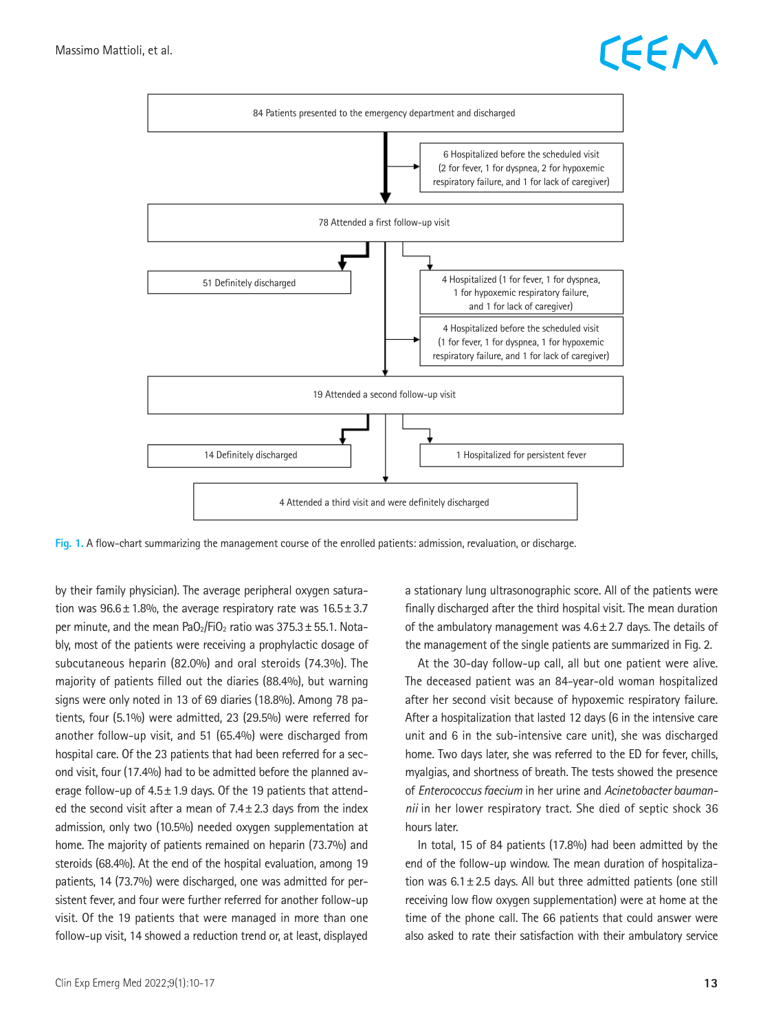84 Patients presented to the emergency department and discharged

6 Hospitalized before the scheduled visit (2 for fever, 1 for dyspnea, 2 for hypoxemic respiratory failure, and 1 for lack of caregiver)

78 Attended a first follow-up visit

51 Definitely discharged

4 Hospitalized (1 for fever, 1 for dyspnea, 1 for hypoxemic respiratory failure, and 1 for lack of caregiver)

4 Hospitalized before the scheduled visit (1 for fever, 1 for dyspnea, 1 for hypoxemic respiratory failure, and 1 for lack of caregiver)

19 Attended a second follow-up visit

14 Definitely discharged

1 Hospitalized for persistent fever

4 Attended a third visit and were definitely discharged

**Fig. 1.** A flow-chart summarizing the management course of the enrolled patients: admission, revaluation, or discharge.

by their family physician). The average peripheral oxygen saturation was 96.6 ± 1.8%, the average respiratory rate was 16.5 ± 3.7 per minute, and the mean $PaO_2/FiO_2$ ratio was 375.3 ± 55.1. Notably, most of the patients were receiving a prophylactic dosage of subcutaneous heparin (82.0%) and oral steroids (74.3%). The majority of patients filled out the diaries (88.4%), but warning signs were only noted in 13 of 69 diaries (18.8%). Among 78 patients, four (5.1%) were admitted, 23 (29.5%) were referred for another follow-up visit, and 51 (65.4%) were discharged from hospital care. Of the 23 patients that had been referred for a second visit, four (17.4%) had to be admitted before the planned average follow-up of 4.5 ± 1.9 days. Of the 19 patients that attended the second visit after a mean of 7.4 ± 2.3 days from the index admission, only two (10.5%) needed oxygen supplementation at home. The majority of patients remained on heparin (73.7%) and steroids (68.4%). At the end of the hospital evaluation, among 19 patients, 14 (73.7%) were discharged, one was admitted for persistent fever, and four were further referred for another follow-up visit. Of the 19 patients that were managed in more than one follow-up visit, 14 showed a reduction trend or, at least, displayed a stationary lung ultrasonographic score. All of the patients were finally discharged after the third hospital visit. The mean duration of the ambulatory management was 4.6 ± 2.7 days. The details of the management of the single patients are summarized in Fig. 2.

At the 30-day follow-up call, all but one patient were alive. The deceased patient was an 84-year-old woman hospitalized after her second visit because of hypoxemic respiratory failure. After a hospitalization that lasted 12 days (6 in the intensive care unit and 6 in the sub-intensive care unit), she was discharged home. Two days later, she was referred to the ED for fever, chills, myalgias, and shortness of breath. The tests showed the presence of *Enterococcus faecium* in her urine and *Acinetobacter baumannii* in her lower respiratory tract. She died of septic shock 36 hours later.

In total, 15 of 84 patients (17.8%) had been admitted by the end of the follow-up window. The mean duration of hospitalization was 6.1 ± 2.5 days. All but three admitted patients (one still receiving low flow oxygen supplementation) were at home at the time of the phone call. The 66 patients that could answer were also asked to rate their satisfaction with their ambulatory service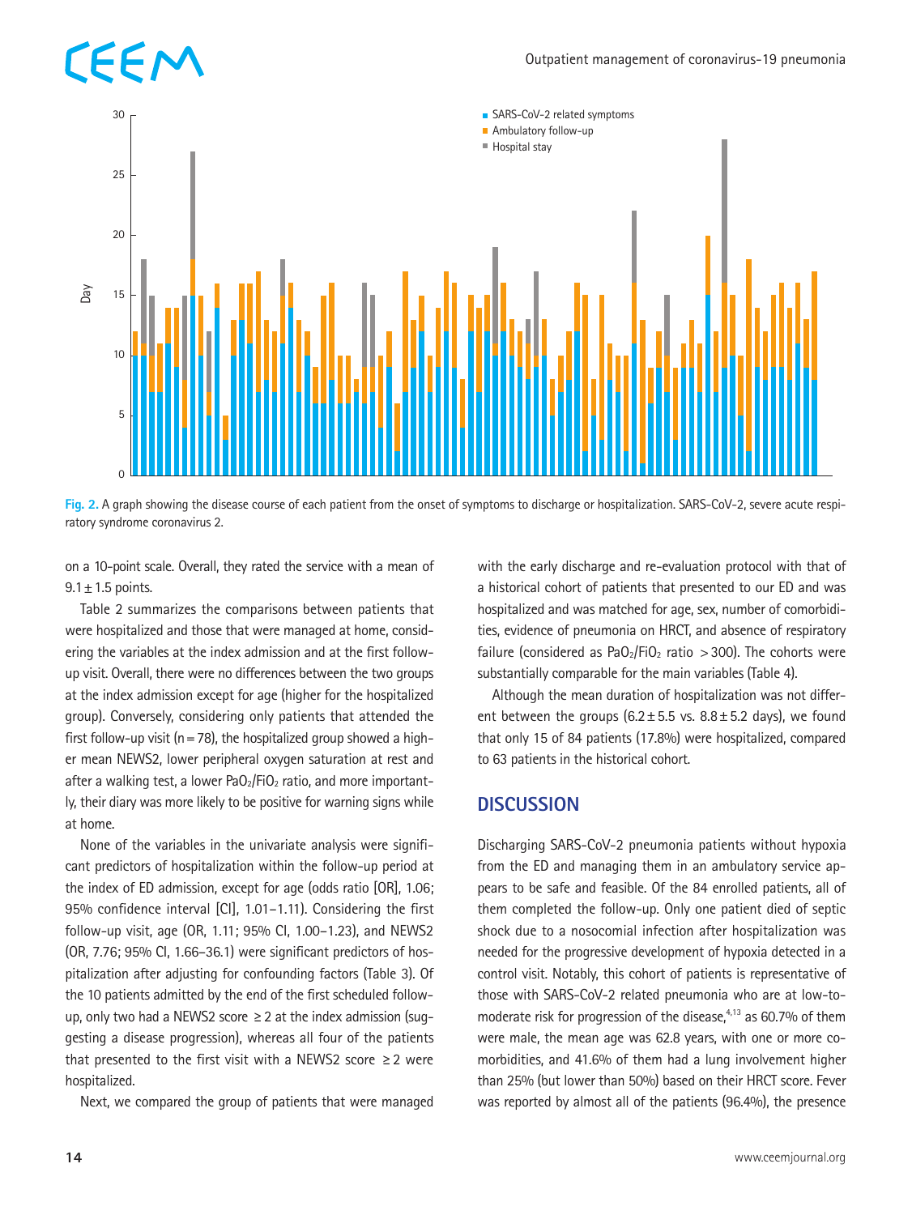Fig. 2. A graph showing the disease course of each patient from the onset of symptoms to discharge or hospitalization. SARS-CoV-2, severe acute respiratory syndrome coronavirus 2.

on a 10-point scale. Overall, they rated the service with a mean of 9.1 ± 1.5 points.

Table 2 summarizes the comparisons between patients that were hospitalized and those that were managed at home, considering the variables at the index admission and at the first follow-up visit. Overall, there were no differences between the two groups at the index admission except for age (higher for the hospitalized group). Conversely, considering only patients that attended the first follow-up visit (n = 78), the hospitalized group showed a higher mean NEWS2, lower peripheral oxygen saturation at rest and after a walking test, a lower $PaO_2/FiO_2$ ratio, and more importantly, their diary was more likely to be positive for warning signs while at home.

None of the variables in the univariate analysis were significant predictors of hospitalization within the follow-up period at the index of ED admission, except for age (odds ratio [OR], 1.06; 95% confidence interval [CI], 1.01–1.11). Considering the first follow-up visit, age (OR, 1.11; 95% CI, 1.00–1.23), and NEWS2 (OR, 7.76; 95% CI, 1.66–36.1) were significant predictors of hospitalization after adjusting for confounding factors (Table 3). Of the 10 patients admitted by the end of the first scheduled follow-up, only two had a NEWS2 score ≥ 2 at the index admission (suggesting a disease progression), whereas all four of the patients that presented to the first visit with a NEWS2 score ≥ 2 were hospitalized.

Next, we compared the group of patients that were managed with the early discharge and re-evaluation protocol with that of a historical cohort of patients that presented to our ED and was hospitalized and was matched for age, sex, number of comorbidities, evidence of pneumonia on HRCT, and absence of respiratory failure (considered as $PaO_2/FiO_2$ ratio > 300). The cohorts were substantially comparable for the main variables (Table 4).

Although the mean duration of hospitalization was not different between the groups (6.2 ± 5.5 vs. 8.8 ± 5.2 days), we found that only 15 of 84 patients (17.8%) were hospitalized, compared to 63 patients in the historical cohort.

## DISCUSSION

Discharging SARS-CoV-2 pneumonia patients without hypoxia from the ED and managing them in an ambulatory service appears to be safe and feasible. Of the 84 enrolled patients, all of them completed the follow-up. Only one patient died of septic shock due to a nosocomial infection after hospitalization was needed for the progressive development of hypoxia detected in a control visit. Notably, this cohort of patients is representative of those with SARS-CoV-2 related pneumonia who are at low-to-moderate risk for progression of the disease,[4,13] as 60.7% of them were male, the mean age was 62.8 years, with one or more comorbidities, and 41.6% of them had a lung involvement higher than 25% (but lower than 50%) based on their HRCT score. Fever was reported by almost all of the patients (96.4%), the presence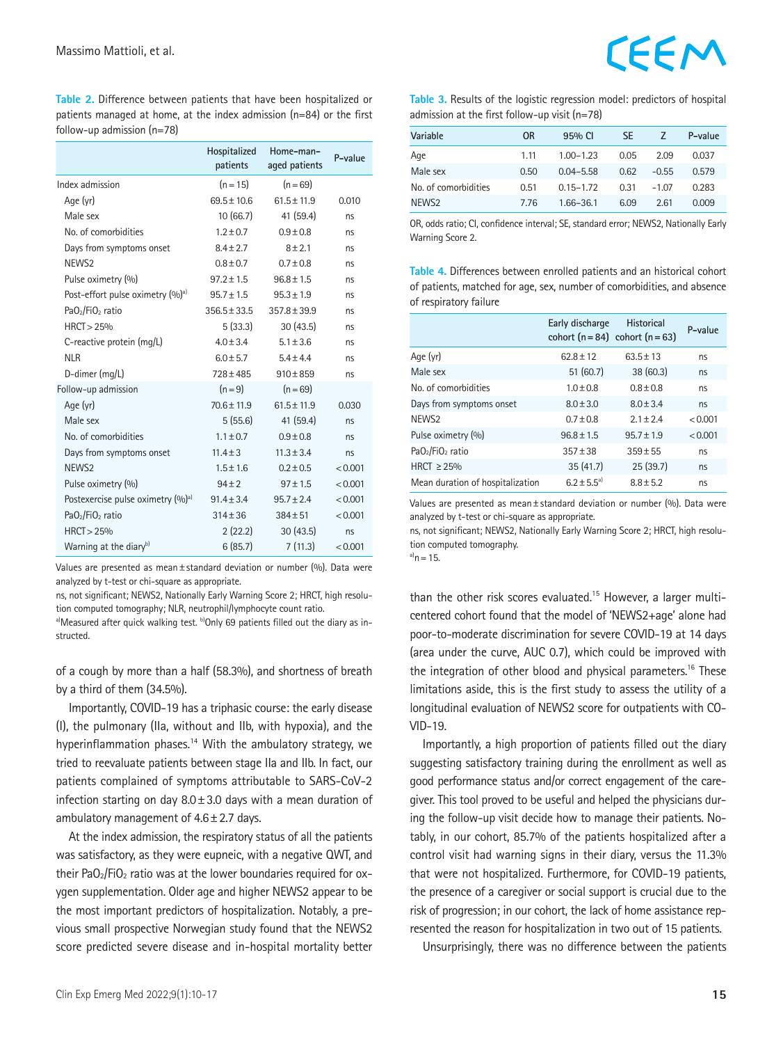**Table 2.** Difference between patients that have been hospitalized or patients managed at home, at the index admission (n=84) or the first follow-up admission (n=78)

| | Hospitalized patients | Home-managed patients | P-value |
|---|---|---|---|
| Index admission | (n = 15) | (n = 69) | |
| Age (yr) | 69.5 ± 10.6 | 61.5 ± 11.9 | 0.010 |
| Male sex | 10 (66.7) | 41 (59.4) | ns |
| No. of comorbidities | 1.2 ± 0.7 | 0.9 ± 0.8 | ns |
| Days from symptoms onset | 8.4 ± 2.7 | 8 ± 2.1 | ns |
| NEWS2 | 0.8 ± 0.7 | 0.7 ± 0.8 | ns |
| Pulse oximetry (%) | 97.2 ± 1.5 | 96.8 ± 1.5 | ns |
| Post-effort pulse oximetry (%)[a] | 95.7 ± 1.5 | 95.3 ± 1.9 | ns |
| $PaO_2/FiO_2$ ratio | 356.5 ± 33.5 | 357.8 ± 39.9 | ns |
| HRCT > 25% | 5 (33.3) | 30 (43.5) | ns |
| C-reactive protein (mg/L) | 4.0 ± 3.4 | 5.1 ± 3.6 | ns |
| NLR | 6.0 ± 5.7 | 5.4 ± 4.4 | ns |
| D-dimer (mg/L) | 728 ± 485 | 910 ± 859 | ns |
| Follow-up admission | (n = 9) | (n = 69) | |
| Age (yr) | 70.6 ± 11.9 | 61.5 ± 11.9 | 0.030 |
| Male sex | 5 (55.6) | 41 (59.4) | ns |
| No. of comorbidities | 1.1 ± 0.7 | 0.9 ± 0.8 | ns |
| Days from symptoms onset | 11.4 ± 3 | 11.3 ± 3.4 | ns |
| NEWS2 | 1.5 ± 1.6 | 0.2 ± 0.5 | < 0.001 |
| Pulse oximetry (%) | 94 ± 2 | 97 ± 1.5 | < 0.001 |
| Postexercise pulse oximetry (%)[a] | 91.4 ± 3.4 | 95.7 ± 2.4 | < 0.001 |
| $PaO_2/FiO_2$ ratio | 314 ± 36 | 384 ± 51 | < 0.001 |
| HRCT > 25% | 2 (22.2) | 30 (43.5) | ns |
| Warning at the diary[b] | 6 (85.7) | 7 (11.3) | < 0.001 |

Values are presented as mean ± standard deviation or number (%). Data were analyzed by t-test or chi-square as appropriate.
ns, not significant; NEWS2, Nationally Early Warning Score 2; HRCT, high resolution computed tomography; NLR, neutrophil/lymphocyte count ratio.
[a]Measured after quick walking test. [b]Only 69 patients filled out the diary as instructed.

of a cough by more than a half (58.3%), and shortness of breath by a third of them (34.5%).

Importantly, COVID-19 has a triphasic course: the early disease (I), the pulmonary (IIa, without and IIb, with hypoxia), and the hyperinflammation phases.[14] With the ambulatory strategy, we tried to reevaluate patients between stage IIa and IIb. In fact, our patients complained of symptoms attributable to SARS-CoV-2 infection starting on day 8.0 ± 3.0 days with a mean duration of ambulatory management of 4.6 ± 2.7 days.

At the index admission, the respiratory status of all the patients was satisfactory, as they were eupneic, with a negative QWT, and their $PaO_2/FiO_2$ ratio was at the lower boundaries required for oxygen supplementation. Older age and higher NEWS2 appear to be the most important predictors of hospitalization. Notably, a previous small prospective Norwegian study found that the NEWS2 score predicted severe disease and in-hospital mortality better than the other risk scores evaluated.[15] However, a larger multicentered cohort found that the model of 'NEWS2+age' alone had poor-to-moderate discrimination for severe COVID-19 at 14 days (area under the curve, AUC 0.7), which could be improved with the integration of other blood and physical parameters.[16] These limitations aside, this is the first study to assess the utility of a longitudinal evaluation of NEWS2 score for outpatients with COVID-19.

**Table 3.** Results of the logistic regression model: predictors of hospital admission at the first follow-up visit (n=78)

| Variable | OR | 95% CI | SE | Z | P-value |
|---|---|---|---|---|---|
| Age | 1.11 | 1.00–1.23 | 0.05 | 2.09 | 0.037 |
| Male sex | 0.50 | 0.04–5.58 | 0.62 | −0.55 | 0.579 |
| No. of comorbidities | 0.51 | 0.15–1.72 | 0.31 | −1.07 | 0.283 |
| NEWS2 | 7.76 | 1.66–36.1 | 6.09 | 2.61 | 0.009 |

OR, odds ratio; CI, confidence interval; SE, standard error; NEWS2, Nationally Early Warning Score 2.

**Table 4.** Differences between enrolled patients and an historical cohort of patients, matched for age, sex, number of comorbidities, and absence of respiratory failure

| | Early discharge cohort (n = 84) | Historical cohort (n = 63) | P-value |
|---|---|---|---|
| Age (yr) | 62.8 ± 12 | 63.5 ± 13 | ns |
| Male sex | 51 (60.7) | 38 (60.3) | ns |
| No. of comorbidities | 1.0 ± 0.8 | 0.8 ± 0.8 | ns |
| Days from symptoms onset | 8.0 ± 3.0 | 8.0 ± 3.4 | ns |
| NEWS2 | 0.7 ± 0.8 | 2.1 ± 2.4 | < 0.001 |
| Pulse oximetry (%) | 96.8 ± 1.5 | 95.7 ± 1.9 | < 0.001 |
| $PaO_2/FiO_2$ ratio | 357 ± 38 | 359 ± 55 | ns |
| HRCT ≥ 25% | 35 (41.7) | 25 (39.7) | ns |
| Mean duration of hospitalization | 6.2 ± 5.5[a] | 8.8 ± 5.2 | ns |

Values are presented as mean ± standard deviation or number (%). Data were analyzed by t-test or chi-square as appropriate.
ns, not significant; NEWS2, Nationally Early Warning Score 2; HRCT, high resolution computed tomography.
[a]n = 15.

Importantly, a high proportion of patients filled out the diary suggesting satisfactory training during the enrollment as well as good performance status and/or correct engagement of the caregiver. This tool proved to be useful and helped the physicians during the follow-up visit decide how to manage their patients. Notably, in our cohort, 85.7% of the patients hospitalized after a control visit had warning signs in their diary, versus the 11.3% that were not hospitalized. Furthermore, for COVID-19 patients, the presence of a caregiver or social support is crucial due to the risk of progression; in our cohort, the lack of home assistance represented the reason for hospitalization in two out of 15 patients.

Unsurprisingly, there was no difference between the patients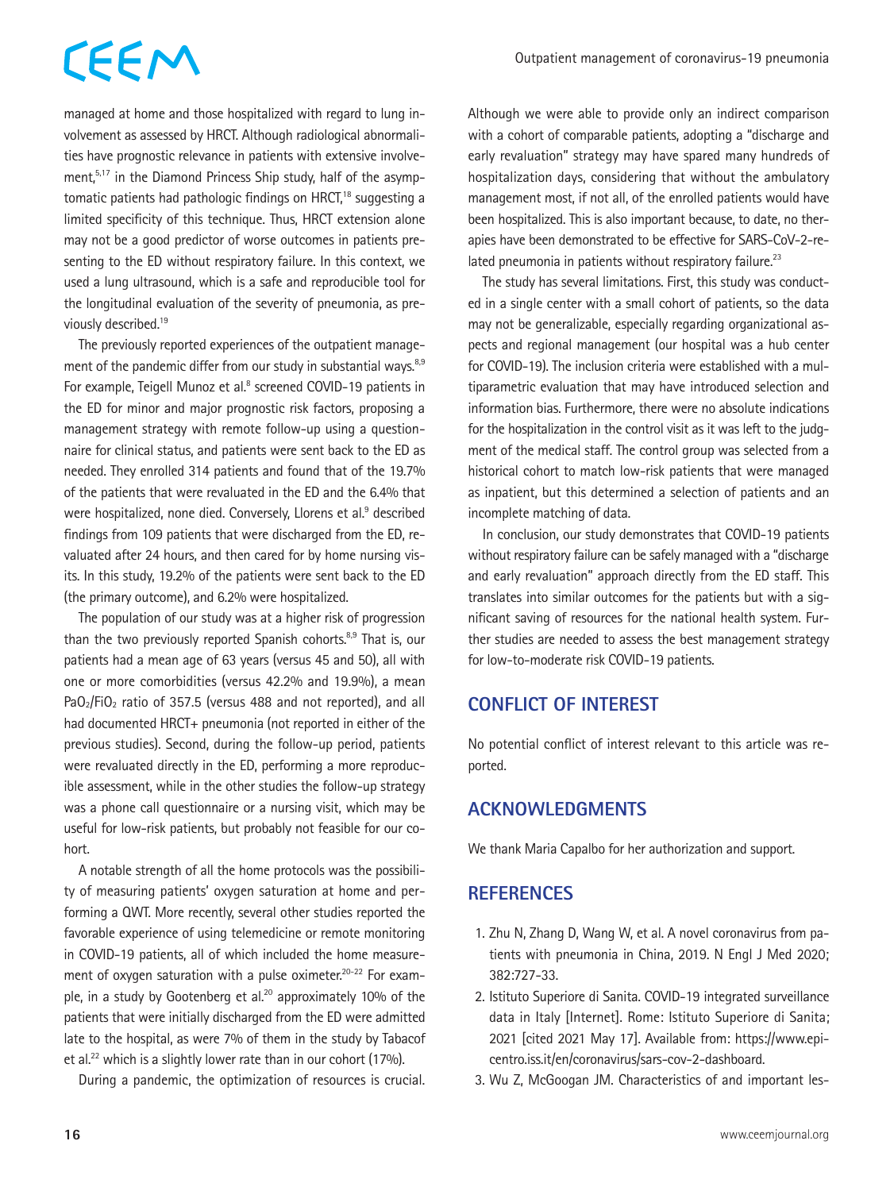managed at home and those hospitalized with regard to lung involvement as assessed by HRCT. Although radiological abnormalities have prognostic relevance in patients with extensive involvement,[5,17] in the Diamond Princess Ship study, half of the asymptomatic patients had pathologic findings on HRCT,[18] suggesting a limited specificity of this technique. Thus, HRCT extension alone may not be a good predictor of worse outcomes in patients presenting to the ED without respiratory failure. In this context, we used a lung ultrasound, which is a safe and reproducible tool for the longitudinal evaluation of the severity of pneumonia, as previously described.[19]

The previously reported experiences of the outpatient management of the pandemic differ from our study in substantial ways.[8,9] For example, Teigell Munoz et al.[8] screened COVID-19 patients in the ED for minor and major prognostic risk factors, proposing a management strategy with remote follow-up using a questionnaire for clinical status, and patients were sent back to the ED as needed. They enrolled 314 patients and found that of the 19.7% of the patients that were revaluated in the ED and the 6.4% that were hospitalized, none died. Conversely, Llorens et al.[9] described findings from 109 patients that were discharged from the ED, revaluated after 24 hours, and then cared for by home nursing visits. In this study, 19.2% of the patients were sent back to the ED (the primary outcome), and 6.2% were hospitalized.

The population of our study was at a higher risk of progression than the two previously reported Spanish cohorts.[8,9] That is, our patients had a mean age of 63 years (versus 45 and 50), all with one or more comorbidities (versus 42.2% and 19.9%), a mean $PaO_2/FiO_2$ ratio of 357.5 (versus 488 and not reported), and all had documented HRCT+ pneumonia (not reported in either of the previous studies). Second, during the follow-up period, patients were revaluated directly in the ED, performing a more reproducible assessment, while in the other studies the follow-up strategy was a phone call questionnaire or a nursing visit, which may be useful for low-risk patients, but probably not feasible for our cohort.

A notable strength of all the home protocols was the possibility of measuring patients' oxygen saturation at home and performing a QWT. More recently, several other studies reported the favorable experience of using telemedicine or remote monitoring in COVID-19 patients, all of which included the home measurement of oxygen saturation with a pulse oximeter.[20-22] For example, in a study by Gootenberg et al.[20] approximately 10% of the patients that were initially discharged from the ED were admitted late to the hospital, as were 7% of them in the study by Tabacof et al.[22] which is a slightly lower rate than in our cohort (17%).

During a pandemic, the optimization of resources is crucial. Although we were able to provide only an indirect comparison with a cohort of comparable patients, adopting a "discharge and early revaluation" strategy may have spared many hundreds of hospitalization days, considering that without the ambulatory management most, if not all, of the enrolled patients would have been hospitalized. This is also important because, to date, no therapies have been demonstrated to be effective for SARS-CoV-2-related pneumonia in patients without respiratory failure.[23]

The study has several limitations. First, this study was conducted in a single center with a small cohort of patients, so the data may not be generalizable, especially regarding organizational aspects and regional management (our hospital was a hub center for COVID-19). The inclusion criteria were established with a multiparametric evaluation that may have introduced selection and information bias. Furthermore, there were no absolute indications for the hospitalization in the control visit as it was left to the judgment of the medical staff. The control group was selected from a historical cohort to match low-risk patients that were managed as inpatient, but this determined a selection of patients and an incomplete matching of data.

In conclusion, our study demonstrates that COVID-19 patients without respiratory failure can be safely managed with a "discharge and early revaluation" approach directly from the ED staff. This translates into similar outcomes for the patients but with a significant saving of resources for the national health system. Further studies are needed to assess the best management strategy for low-to-moderate risk COVID-19 patients.

## CONFLICT OF INTEREST

No potential conflict of interest relevant to this article was reported.

## ACKNOWLEDGMENTS

We thank Maria Capalbo for her authorization and support.

## REFERENCES

1. Zhu N, Zhang D, Wang W, et al. A novel coronavirus from patients with pneumonia in China, 2019. N Engl J Med 2020; 382:727-33.
2. Istituto Superiore di Sanita. COVID-19 integrated surveillance data in Italy [Internet]. Rome: Istituto Superiore di Sanita; 2021 [cited 2021 May 17]. Available from: https://www.epicentro.iss.it/en/coronavirus/sars-cov-2-dashboard.
3. Wu Z, McGoogan JM. Characteristics of and important les-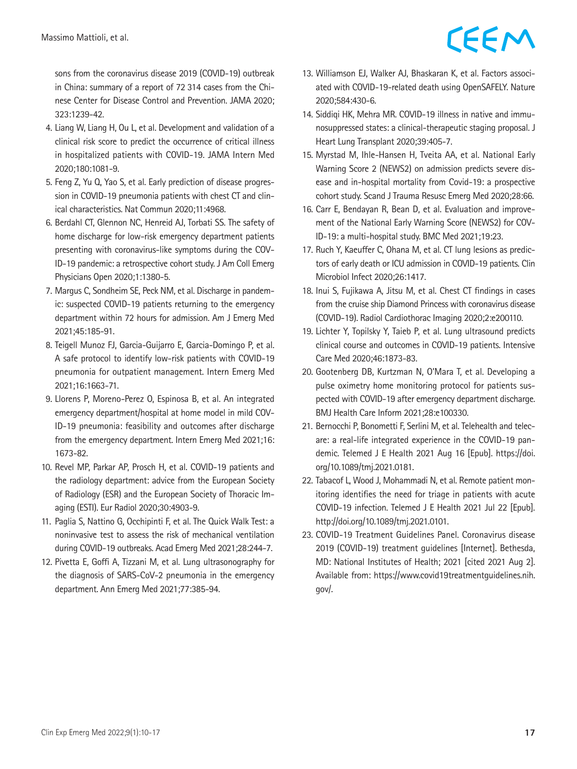sons from the coronavirus disease 2019 (COVID-19) outbreak in China: summary of a report of 72 314 cases from the Chinese Center for Disease Control and Prevention. JAMA 2020; 323:1239-42.

4. Liang W, Liang H, Ou L, et al. Development and validation of a clinical risk score to predict the occurrence of critical illness in hospitalized patients with COVID-19. JAMA Intern Med 2020;180:1081-9.
5. Feng Z, Yu Q, Yao S, et al. Early prediction of disease progression in COVID-19 pneumonia patients with chest CT and clinical characteristics. Nat Commun 2020;11:4968.
6. Berdahl CT, Glennon NC, Henreid AJ, Torbati SS. The safety of home discharge for low-risk emergency department patients presenting with coronavirus-like symptoms during the COVID-19 pandemic: a retrospective cohort study. J Am Coll Emerg Physicians Open 2020;1:1380-5.
7. Margus C, Sondheim SE, Peck NM, et al. Discharge in pandemic: suspected COVID-19 patients returning to the emergency department within 72 hours for admission. Am J Emerg Med 2021;45:185-91.
8. Teigell Munoz FJ, Garcia-Guijarro E, Garcia-Domingo P, et al. A safe protocol to identify low-risk patients with COVID-19 pneumonia for outpatient management. Intern Emerg Med 2021;16:1663-71.
9. Llorens P, Moreno-Perez O, Espinosa B, et al. An integrated emergency department/hospital at home model in mild COVID-19 pneumonia: feasibility and outcomes after discharge from the emergency department. Intern Emerg Med 2021;16: 1673-82.
10. Revel MP, Parkar AP, Prosch H, et al. COVID-19 patients and the radiology department: advice from the European Society of Radiology (ESR) and the European Society of Thoracic Imaging (ESTI). Eur Radiol 2020;30:4903-9.
11. Paglia S, Nattino G, Occhipinti F, et al. The Quick Walk Test: a noninvasive test to assess the risk of mechanical ventilation during COVID-19 outbreaks. Acad Emerg Med 2021;28:244-7.
12. Pivetta E, Goffi A, Tizzani M, et al. Lung ultrasonography for the diagnosis of SARS-CoV-2 pneumonia in the emergency department. Ann Emerg Med 2021;77:385-94.
13. Williamson EJ, Walker AJ, Bhaskaran K, et al. Factors associated with COVID-19-related death using OpenSAFELY. Nature 2020;584:430-6.
14. Siddiqi HK, Mehra MR. COVID-19 illness in native and immunosuppressed states: a clinical-therapeutic staging proposal. J Heart Lung Transplant 2020;39:405-7.
15. Myrstad M, Ihle-Hansen H, Tveita AA, et al. National Early Warning Score 2 (NEWS2) on admission predicts severe disease and in-hospital mortality from Covid-19: a prospective cohort study. Scand J Trauma Resusc Emerg Med 2020;28:66.
16. Carr E, Bendayan R, Bean D, et al. Evaluation and improvement of the National Early Warning Score (NEWS2) for COVID-19: a multi-hospital study. BMC Med 2021;19:23.
17. Ruch Y, Kaeuffer C, Ohana M, et al. CT lung lesions as predictors of early death or ICU admission in COVID-19 patients. Clin Microbiol Infect 2020;26:1417.
18. Inui S, Fujikawa A, Jitsu M, et al. Chest CT findings in cases from the cruise ship Diamond Princess with coronavirus disease (COVID-19). Radiol Cardiothorac Imaging 2020;2:e200110.
19. Lichter Y, Topilsky Y, Taieb P, et al. Lung ultrasound predicts clinical course and outcomes in COVID-19 patients. Intensive Care Med 2020;46:1873-83.
20. Gootenberg DB, Kurtzman N, O'Mara T, et al. Developing a pulse oximetry home monitoring protocol for patients suspected with COVID-19 after emergency department discharge. BMJ Health Care Inform 2021;28:e100330.
21. Bernocchi P, Bonometti F, Serlini M, et al. Telehealth and telecare: a real-life integrated experience in the COVID-19 pandemic. Telemed J E Health 2021 Aug 16 [Epub]. https://doi.org/10.1089/tmj.2021.0181.
22. Tabacof L, Wood J, Mohammadi N, et al. Remote patient monitoring identifies the need for triage in patients with acute COVID-19 infection. Telemed J E Health 2021 Jul 22 [Epub]. http://doi.org/10.1089/tmj.2021.0101.
23. COVID-19 Treatment Guidelines Panel. Coronavirus disease 2019 (COVID-19) treatment guidelines [Internet]. Bethesda, MD: National Institutes of Health; 2021 [cited 2021 Aug 2]. Available from: https://www.covid19treatmentguidelines.nih.gov/.